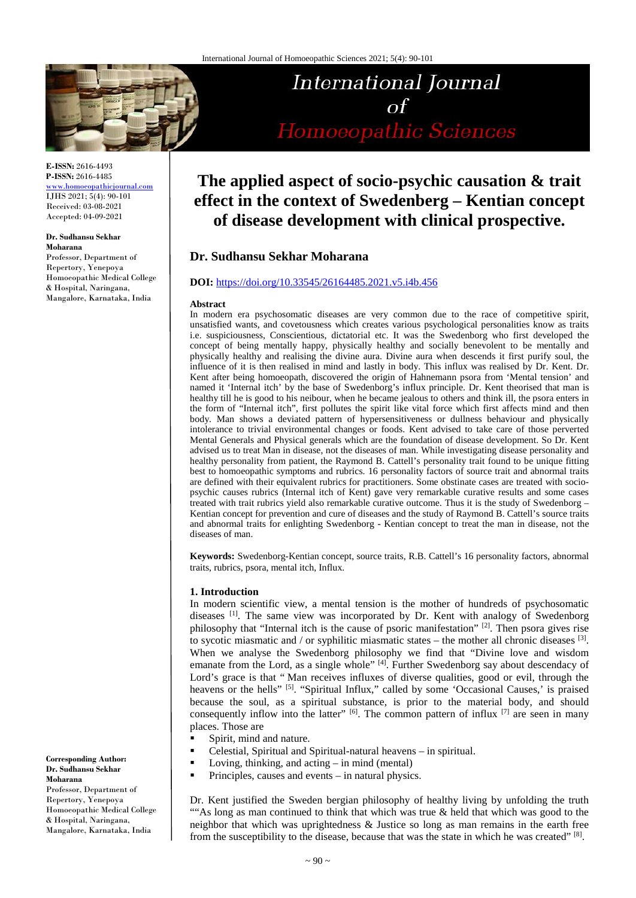# The applied aspect of socio-psychic causation & trait effect in the context of Swedenberg – Kentian concept of disease development with clinical prospective.

**E-ISSN:** 2616-4493
**P-ISSN:** 2616-4485
www.homoeopathicjournal.com
IJHS 2021; 5(4): 90-101
Received: 03-08-2021
Accepted: 04-09-2021

**Dr. Sudhansu Sekhar Moharana**
Professor, Department of Repertory, Yenepoya Homoeopathic Medical College & Hospital, Naringana, Mangalore, Karnataka, India

**Corresponding Author:**
**Dr. Sudhansu Sekhar Moharana**
Professor, Department of Repertory, Yenepoya Homoeopathic Medical College & Hospital, Naringana, Mangalore, Karnataka, India

## Dr. Sudhansu Sekhar Moharana

**DOI:** https://doi.org/10.33545/26164485.2021.v5.i4b.456

**Abstract**

In modern era psychosomatic diseases are very common due to the race of competitive spirit, unsatisfied wants, and covetousness which creates various psychological personalities know as traits i.e. suspiciousness, Conscientious, dictatorial etc. It was the Swedenborg who first developed the concept of being mentally happy, physically healthy and socially benevolent to be mentally and physically healthy and realising the divine aura. Divine aura when descends it first purify soul, the influence of it is then realised in mind and lastly in body. This influx was realised by Dr. Kent. Dr. Kent after being homoeopath, discovered the origin of Hahnemann psora from 'Mental tension' and named it 'Internal itch' by the base of Swedenborg's influx principle. Dr. Kent theorised that man is healthy till he is good to his neibour, when he became jealous to others and think ill, the psora enters in the form of "Internal itch", first pollutes the spirit like vital force which first affects mind and then body. Man shows a deviated pattern of hypersensitiveness or dullness behaviour and physically intolerance to trivial environmental changes or foods. Kent advised to take care of those perverted Mental Generals and Physical generals which are the foundation of disease development. So Dr. Kent advised us to treat Man in disease, not the diseases of man. While investigating disease personality and healthy personality from patient, the Raymond B. Cattell's personality trait found to be unique fitting best to homoeopathic symptoms and rubrics. 16 personality factors of source trait and abnormal traits are defined with their equivalent rubrics for practitioners. Some obstinate cases are treated with socio-psychic causes rubrics (Internal itch of Kent) gave very remarkable curative results and some cases treated with trait rubrics yield also remarkable curative outcome. Thus it is the study of Swedenborg – Kentian concept for prevention and cure of diseases and the study of Raymond B. Cattell's source traits and abnormal traits for enlighting Swedenborg - Kentian concept to treat the man in disease, not the diseases of man.

**Keywords:** Swedenborg-Kentian concept, source traits, R.B. Cattell's 16 personality factors, abnormal traits, rubrics, psora, mental itch, Influx.

### 1. Introduction

In modern scientific view, a mental tension is the mother of hundreds of psychosomatic diseases [1]. The same view was incorporated by Dr. Kent with analogy of Swedenborg philosophy that "Internal itch is the cause of psoric manifestation" [2]. Then psora gives rise to sycotic miasmatic and / or syphilitic miasmatic states – the mother all chronic diseases [3]. When we analyse the Swedenborg philosophy we find that "Divine love and wisdom emanate from the Lord, as a single whole" [4]. Further Swedenborg say about descendacy of Lord's grace is that " Man receives influxes of diverse qualities, good or evil, through the heavens or the hells" [5]. "Spiritual Influx," called by some 'Occasional Causes,' is praised because the soul, as a spiritual substance, is prior to the material body, and should consequently inflow into the latter" [6]. The common pattern of influx [7] are seen in many places. Those are

- Spirit, mind and nature.
- Celestial, Spiritual and Spiritual-natural heavens – in spiritual.
- Loving, thinking, and acting – in mind (mental)
- Principles, causes and events – in natural physics.

Dr. Kent justified the Sweden bergian philosophy of healthy living by unfolding the truth ""As long as man continued to think that which was true & held that which was good to the neighbor that which was uprightedness & Justice so long as man remains in the earth free from the susceptibility to the disease, because that was the state in which he was created" [8].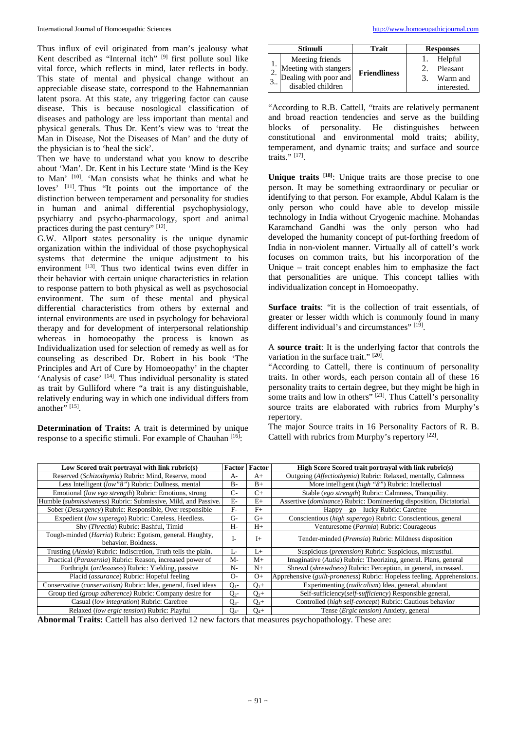Thus influx of evil originated from man's jealousy what Kent described as "Internal itch" [9] first pollute soul like vital force, which reflects in mind, later reflects in body. This state of mental and physical change without an appreciable disease state, correspond to the Hahnemannian latent psora. At this state, any triggering factor can cause disease. This is because nosological classification of diseases and pathology are less important than mental and physical generals. Thus Dr. Kent's view was to 'treat the Man in Disease, Not the Diseases of Man' and the duty of the physician is to 'heal the sick'.

Then we have to understand what you know to describe about 'Man'. Dr. Kent in his Lecture state 'Mind is the Key to Man' [10]. 'Man consists what he thinks and what he loves' [11]. Thus "It points out the importance of the distinction between temperament and personality for studies in human and animal differential psychophysiology, psychiatry and psycho-pharmacology, sport and animal practices during the past century" [12].

G.W. Allport states personality is the unique dynamic organization within the individual of those psychophysical systems that determine the unique adjustment to his environment [13]. Thus two identical twins even differ in their behavior with certain unique characteristics in relation to response pattern to both physical as well as psychosocial environment. The sum of these mental and physical differential characteristics from others by external and internal environments are used in psychology for behavioral therapy and for development of interpersonal relationship whereas in homoeopathy the process is known as Individualization used for selection of remedy as well as for counseling as described Dr. Robert in his book 'The Principles and Art of Cure by Homoeopathy' in the chapter 'Analysis of case' [14]. Thus individual personality is stated as trait by Gulliford where "a trait is any distinguishable, relatively enduring way in which one individual differs from another" [15].

**Determination of Traits:** A trait is determined by unique response to a specific stimuli. For example of Chauhan [16]:

| Stimuli | Trait | Responses |
|---|---|---|
| 1. Meeting friends<br>2. Meeting with stangers<br>3.. Dealing with poor and disabled children | **Friendliness** | 1. Helpful<br>2. Pleasant<br>3. Warm and interested. |

"According to R.B. Cattell, "traits are relatively permanent and broad reaction tendencies and serve as the building blocks of personality. He distinguishes between constitutional and environmental mold traits; ability, temperament, and dynamic traits; and surface and source traits." [17].

**Unique traits [18]**: Unique traits are those precise to one person. It may be something extraordinary or peculiar or identifying to that person. For example, Abdul Kalam is the only person who could have able to develop missile technology in India without Cryogenic machine. Mohandas Karamchand Gandhi was the only person who had developed the humanity concept of put-forthing freedom of India in non-violent manner. Virtually all of cattell's work focuses on common traits, but his incorporation of the Unique – trait concept enables him to emphasize the fact that personalities are unique. This concept tallies with individualization concept in Homoeopathy.

**Surface traits**: "it is the collection of trait essentials, of greater or lesser width which is commonly found in many different individual's and circumstances" [19].

A **source trait**: It is the underlying factor that controls the variation in the surface trait." [20].

"According to Cattell, there is continuum of personality traits. In other words, each person contain all of these 16 personality traits to certain degree, but they might be high in some traits and low in others" [21]. Thus Cattell's personality source traits are elaborated with rubrics from Murphy's repertory.

The major Source traits in 16 Personality Factors of R. B. Cattell with rubrics from Murphy's repertory [22].

| Low Scored trait portrayal with link rubric(s) | Factor | Factor | High Score Scored trait portrayal with link rubric(s) |
|---|---|---|---|
| Reserved (*Schizothymia*) Rubric: Mind, Reserve, mood | A- | A+ | Outgoing (*Affectiothymia*) Rubric: Relaxed, mentally, Calmness |
| Less Intelligent (*low"8"*) Rubric: Dullness, mental | B- | B+ | More intelligent (*high "8"*) Rubric: Intellectual |
| Emotional (*low ego strength*) Rubric: Emotions, strong | C- | C+ | Stable (*ego strength*) Rubric: Calmness, Tranquility. |
| Humble (*submissiveness*) Rubric: Submissive, Mild, and Passive. | E- | E+ | Assertive (*dominance*) Rubric: Domineering disposition, Dictatorial. |
| Sober (*Desurgency*) Rubric: Responsible, Over responsible | F- | F+ | Happy – go – lucky Rubric: Carefree |
| Expedient (*low superego*) Rubric: Careless, Heedless. | G- | G+ | Conscientious (*high superego*) Rubric: Conscientious, general |
| Shy (*Threctia*) Rubric: Bashful, Timid | H- | H+ | Venturesome (*Parmia*) Rubric: Courageous |
| Tough-minded (*Harria*) Rubric: Egotism, general. Haughty, behavior. Boldness. | I- | I+ | Tender-minded (*Premsia*) Rubric: Mildness disposition |
| Trusting (*Alaxia*) Rubric: Indiscretion, Truth tells the plain. | L- | L+ | Suspicious (*pretension*) Rubric: Suspicious, mistrustful. |
| Practical (*Paraxernia*) Rubric: Reason, increased power of | M- | M+ | Imaginative (*Autia*) Rubric: Theorizing, general. Plans, general |
| Forthright (*artlessness*) Rubric: Yielding, passive | N- | N+ | Shrewd (*shrewdness*) Rubric: Perception, in general, increased. |
| Placid (*assurance*) Rubric: Hopeful feeling | O- | O+ | Apprehensive (*guilt-proneness*) Rubric: Hopeless feeling, Apprehensions. |
| Conservative (*conservatism*) Rubric: Idea, general, fixed ideas | $Q_1$- | $Q_1$+ | Experimenting (*radicalism*) Idea, general, abundant |
| Group tied (*group adherence*) Rubric: Company desire for | $Q_2$- | $Q_2$+ | Self-sufficiency(*self-sufficiency*) Responsible general, |
| Casual (*low integration*) Rubric: Carefree | $Q_3$- | $Q_3$+ | Controlled (*high self-concept*) Rubric: Cautious behavior |
| Relaxed (*low ergic tension*) Rubric: Playful | $Q_4$- | $Q_4$+ | Tense (*Ergic tension*) Anxiety, general |

**Abnormal Traits:** Cattell has also derived 12 new factors that measures psychopathology. These are: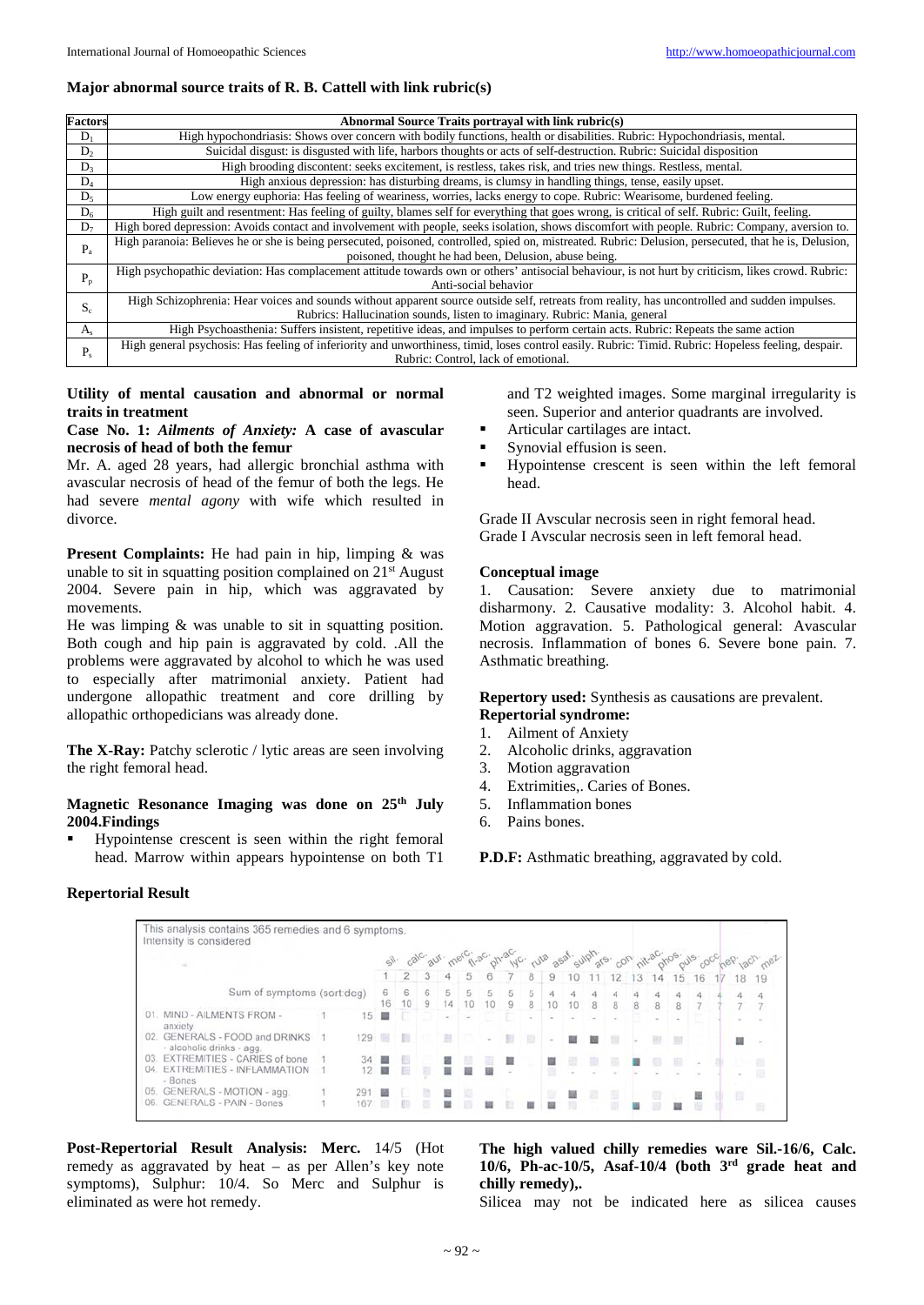### Major abnormal source traits of R. B. Cattell with link rubric(s)

| Factors | Abnormal Source Traits portrayal with link rubric(s) |
|---|---|
| $D_1$ | High hypochondriasis: Shows over concern with bodily functions, health or disabilities. Rubric: Hypochondriasis, mental. |
| $D_2$ | Suicidal disgust: is disgusted with life, harbors thoughts or acts of self-destruction. Rubric: Suicidal disposition |
| $D_3$ | High brooding discontent: seeks excitement, is restless, takes risk, and tries new things. Restless, mental. |
| $D_4$ | High anxious depression: has disturbing dreams, is clumsy in handling things, tense, easily upset. |
| $D_5$ | Low energy euphoria: Has feeling of weariness, worries, lacks energy to cope. Rubric: Wearisome, burdened feeling. |
| $D_6$ | High guilt and resentment: Has feeling of guilty, blames self for everything that goes wrong, is critical of self. Rubric: Guilt, feeling. |
| $D_7$ | High bored depression: Avoids contact and involvement with people, seeks isolation, shows discomfort with people. Rubric: Company, aversion to. |
| $P_a$ | High paranoia: Believes he or she is being persecuted, poisoned, controlled, spied on, mistreated. Rubric: Delusion, persecuted, that he is, Delusion, poisoned, thought he had been, Delusion, abuse being. |
| $P_p$ | High psychopathic deviation: Has complacement attitude towards own or others' antisocial behaviour, is not hurt by criticism, likes crowd. Rubric: Anti-social behavior |
| $S_c$ | High Schizophrenia: Hear voices and sounds without apparent source outside self, retreats from reality, has uncontrolled and sudden impulses. Rubrics: Hallucination sounds, listen to imaginary. Rubric: Mania, general |
| $A_s$ | High Psychoasthenia: Suffers insistent, repetitive ideas, and impulses to perform certain acts. Rubric: Repeats the same action |
| $P_s$ | High general psychosis: Has feeling of inferiority and unworthiness, timid, loses control easily. Rubric: Timid. Rubric: Hopeless feeling, despair. Rubric: Control, lack of emotional. |

### Utility of mental causation and abnormal or normal traits in treatment

**Case No. 1:** ***Ailments of Anxiety:*** **A case of avascular necrosis of head of both the femur**

Mr. A. aged 28 years, had allergic bronchial asthma with avascular necrosis of head of the femur of both the legs. He had severe *mental agony* with wife which resulted in divorce.

**Present Complaints:** He had pain in hip, limping & was unable to sit in squatting position complained on 21st August 2004. Severe pain in hip, which was aggravated by movements.

He was limping & was unable to sit in squatting position. Both cough and hip pain is aggravated by cold. .All the problems were aggravated by alcohol to which he was used to especially after matrimonial anxiety. Patient had undergone allopathic treatment and core drilling by allopathic orthopedicians was already done.

**The X-Ray:** Patchy sclerotic / lytic areas are seen involving the right femoral head.

**Magnetic Resonance Imaging was done on 25th July 2004.Findings**

- Hypointense crescent is seen within the right femoral head. Marrow within appears hypointense on both T1 and T2 weighted images. Some marginal irregularity is seen. Superior and anterior quadrants are involved.
- Articular cartilages are intact.
- Synovial effusion is seen.
- Hypointense crescent is seen within the left femoral head.

Grade II Avscular necrosis seen in right femoral head.
Grade I Avscular necrosis seen in left femoral head.

**Conceptual image**

1. Causation: Severe anxiety due to matrimonial disharmony. 2. Causative modality: 3. Alcohol habit. 4. Motion aggravation. 5. Pathological general: Avascular necrosis. Inflammation of bones 6. Severe bone pain. 7. Asthmatic breathing.

**Repertory used:** Synthesis as causations are prevalent.

**Repertorial syndrome:**

1. Ailment of Anxiety
2. Alcoholic drinks, aggravation
3. Motion aggravation
4. Extrimities,. Caries of Bones.
5. Inflammation bones
6. Pains bones.

**P.D.F:** Asthmatic breathing, aggravated by cold.

**Repertorial Result**

This analysis contains 365 remedies and 6 symptoms.
Intensity is considered

| | sil. | calc. | aur. | merc. | fl-ac. | ph-ac. | lyc. | ruta | asaf. | sulph. | ars. | con. | nit-ac. | phos. | puls. | cocc. | hep. | lach. | mez. |
|---|---|---|---|---|---|---|---|---|---|---|---|---|---|---|---|---|---|---|---|
| | 1 | 2 | 3 | 4 | 5 | 6 | 7 | 8 | 9 | 10 | 11 | 12 | 13 | 14 | 15 | 16 | 17 | 18 | 19 |
| Sum of symptoms (sort:deg) | 6 | 6 | 6 | 5 | 5 | 5 | 5 | 5 | 4 | 4 | 4 | 4 | 4 | 4 | 4 | 4 | 4 | 4 | 4 |
| | 16 | 10 | 9 | 14 | 10 | 10 | 9 | 8 | 10 | 10 | 8 | 8 | 8 | 8 | 8 | 7 | 7 | 7 | 7 |

01. MIND - AILMENTS FROM - anxiety (1, 15)
02. GENERALS - FOOD and DRINKS - alcoholic drinks - agg. (1, 129)
03. EXTREMITIES - CARIES of bone (1, 34)
04. EXTREMITIES - INFLAMMATION - Bones (1, 12)
05. GENERALS - MOTION - agg. (1, 291)
06. GENERALS - PAIN - Bones (1, 167)

**Post-Repertorial Result Analysis: Merc.** 14/5 (Hot remedy as aggravated by heat – as per Allen's key note symptoms), Sulphur: 10/4. So Merc and Sulphur is eliminated as were hot remedy.

**The high valued chilly remedies ware Sil.-16/6, Calc. 10/6, Ph-ac-10/5, Asaf-10/4 (both 3rd grade heat and chilly remedy),.**

Silicea may not be indicated here as silicea causes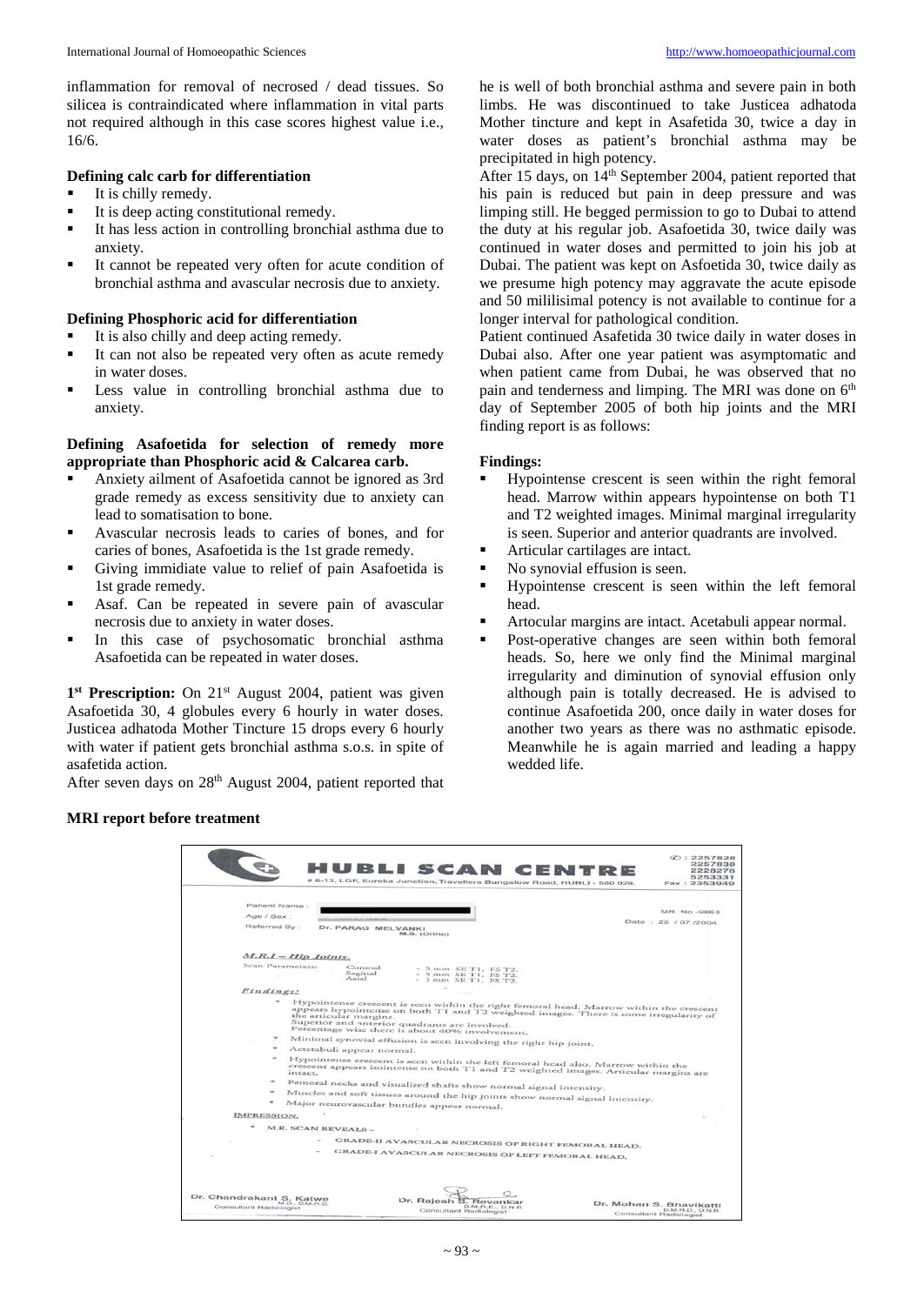inflammation for removal of necrosed / dead tissues. So silicea is contraindicated where inflammation in vital parts not required although in this case scores highest value i.e., 16/6.

**Defining calc carb for differentiation**

- It is chilly remedy.
- It is deep acting constitutional remedy.
- It has less action in controlling bronchial asthma due to anxiety.
- It cannot be repeated very often for acute condition of bronchial asthma and avascular necrosis due to anxiety.

**Defining Phosphoric acid for differentiation**

- It is also chilly and deep acting remedy.
- It can not also be repeated very often as acute remedy in water doses.
- Less value in controlling bronchial asthma due to anxiety.

**Defining Asafoetida for selection of remedy more appropriate than Phosphoric acid & Calcarea carb.**

- Anxiety ailment of Asafoetida cannot be ignored as 3rd grade remedy as excess sensitivity due to anxiety can lead to somatisation to bone.
- Avascular necrosis leads to caries of bones, and for caries of bones, Asafoetida is the 1st grade remedy.
- Giving immidiate value to relief of pain Asafoetida is 1st grade remedy.
- Asaf. Can be repeated in severe pain of avascular necrosis due to anxiety in water doses.
- In this case of psychosomatic bronchial asthma Asafoetida can be repeated in water doses.

**1st Prescription:** On 21st August 2004, patient was given Asafoetida 30, 4 globules every 6 hourly in water doses. Justicea adhatoda Mother Tincture 15 drops every 6 hourly with water if patient gets bronchial asthma s.o.s. in spite of asafetida action.

After seven days on 28th August 2004, patient reported that he is well of both bronchial asthma and severe pain in both limbs. He was discontinued to take Justicea adhatoda Mother tincture and kept in Asafetida 30, twice a day in water doses as patient's bronchial asthma may be precipitated in high potency.

After 15 days, on 14th September 2004, patient reported that his pain is reduced but pain in deep pressure and was limping still. He begged permission to go to Dubai to attend the duty at his regular job. Asafoetida 30, twice daily was continued in water doses and permitted to join his job at Dubai. The patient was kept on Asfoetida 30, twice daily as we presume high potency may aggravate the acute episode and 50 milisimal potency is not available to continue for a longer interval for pathological condition.

Patient continued Asafetida 30 twice daily in water doses in Dubai also. After one year patient was asymptomatic and when patient came from Dubai, he was observed that no pain and tenderness and limping. The MRI was done on 6th day of September 2005 of both hip joints and the MRI finding report is as follows:

**Findings:**

- Hypointense crescent is seen within the right femoral head. Marrow within appears hypointense on both T1 and T2 weighted images. Minimal marginal irregularity is seen. Superior and anterior quadrants are involved.
- Articular cartilages are intact.
- No synovial effusion is seen.
- Hypointense crescent is seen within the left femoral head.
- Artocular margins are intact. Acetabuli appear normal.
- Post-operative changes are seen within both femoral heads. So, here we only find the Minimal marginal irregularity and diminution of synovial effusion only although pain is totally decreased. He is advised to continue Asafoetida 200, once daily in water doses for another two years as there was no asthmatic episode. Meanwhile he is again married and leading a happy wedded life.

**MRI report before treatment**

HUBLI SCAN CENTRE

# 6-13, LGF, Eureka Junction, Travellers Bungalow Road, HUBLI - 580 029.

✆ : 2257828, 2257838, 2228278, 5253331, Fax : 2353949

Patient Name :

Age / Sex :

Referred By : Dr. PARAG MELVANKI M.S. (Ortho)

MR. No.-9863

Date : 25 / 07 /2004.

*M.R.I – Hip Joints.*

Scan Parameters: Coronal - 5 mm SE T1, FS T2. Sagittal - 5 mm SE T1, FS T2. Axial - 5 mm SE T1, FS T2.

*Findings:*

- Hypointense crescent is seen within the right femoral head. Marrow within the crescent appears hypointense on both T1 and T2 weighted images. There is some irregularity of the articular margins. Superior and anterior quadrants are involved. Percentage wise there is about 40% involvement.
- Minimal synovial effusion is seen involving the right hip joint.
- Acetabuli appear normal.
- Hypointense crescent is seen within the left femoral head also. Marrow within the crescent appears isointense on both T1 and T2 weighted images. Articular margins are intact.
- Femoral necks and visualized shafts show normal signal intensity.
- Muscles and soft tissues around the hip joints show normal signal intensity.
- Major neurovascular bundles appear normal.

IMPRESSION.

- M.R. SCAN REVEALS –
  - GRADE-II AVASCULAR NECROSIS OF RIGHT FEMORAL HEAD.
  - GRADE-I AVASCULAR NECROSIS OF LEFT FEMORAL HEAD.

Dr. Chandrakant S. Katwe, M.D., D.M.R.D., Consultant Radiologist

Dr. Rajesh S. Revankar, D.M.R.E., D.N.B, Consultant Radiologist

Dr. Mohan S. Bhavikatti, D.M.R.D., D.N.B, Consultant Radiologist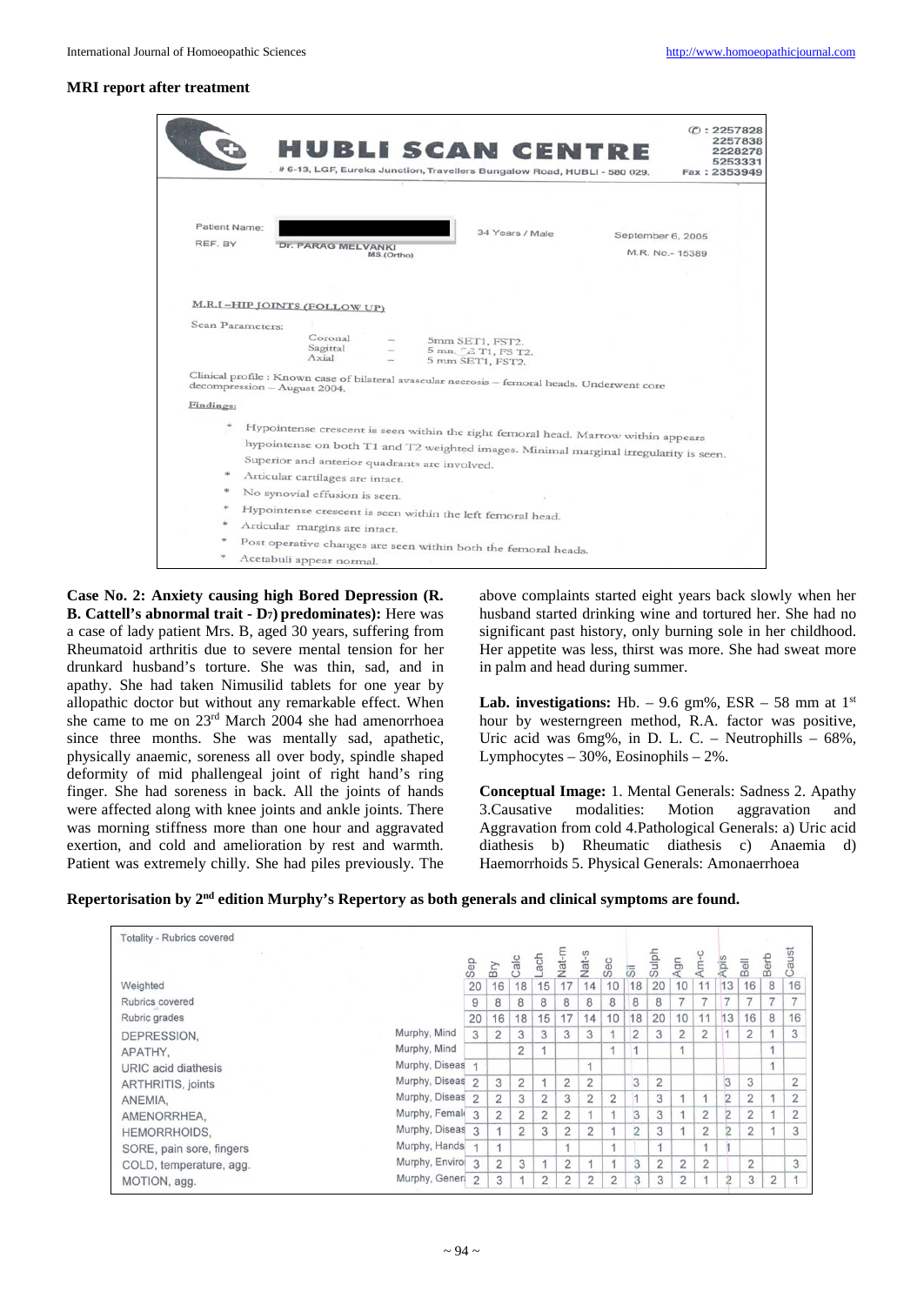**MRI report after treatment**

**HUBLI SCAN CENTRE**

# 6-13, LGF, Eureka Junction, Travellers Bungalow Road, HUBLI - 580 029.

✆ : 2257828, 2257838, 2228278, 5253331
Fax : 2353949

Patient Name: [redacted] 34 Years / Male September 6, 2005

REF. BY Dr. PARAG MELVANKI MS.(Ortho) M.R. No.- 15389

M.R.I –HIP JOINTS (FOLLOW UP)

Scan Parameters:

- Coronal – 5mm SET1, FST2.
- Sagittal – 5 mm. ?2 T1, FS T2.
- Axial – 5 mm SET1, FST2.

Clinical profile : Known case of bilateral avascular necrosis – femoral heads. Underwent core decompression – August 2004.

Findings:

- Hypointense crescent is seen within the right femoral head. Marrow within appears hypointense on both T1 and T2 weighted images. Minimal marginal irregularity is seen. Superior and anterior quadrants are involved.
- Articular cartilages are intact.
- No synovial effusion is seen.
- Hypointense crescent is seen within the left femoral head.
- Articular margins are intact.
- Post operative changes are seen within both the femoral heads.
- Acetabuli appear normal.

**Case No. 2: Anxiety causing high Bored Depression (R. B. Cattell's abnormal trait - $D_7$) predominates):** Here was a case of lady patient Mrs. B, aged 30 years, suffering from Rheumatoid arthritis due to severe mental tension for her drunkard husband's torture. She was thin, sad, and in apathy. She had taken Nimusilid tablets for one year by allopathic doctor but without any remarkable effect. When she came to me on 23rd March 2004 she had amenorrhoea since three months. She was mentally sad, apathetic, physically anaemic, soreness all over body, spindle shaped deformity of mid phallengeal joint of right hand's ring finger. She had soreness in back. All the joints of hands were affected along with knee joints and ankle joints. There was morning stiffness more than one hour and aggravated exertion, and cold and amelioration by rest and warmth. Patient was extremely chilly. She had piles previously. The above complaints started eight years back slowly when her husband started drinking wine and tortured her. She had no significant past history, only burning sole in her childhood. Her appetite was less, thirst was more. She had sweat more in palm and head during summer.

**Lab. investigations:** Hb. – 9.6 gm%, ESR – 58 mm at 1st hour by westerngreen method, R.A. factor was positive, Uric acid was 6mg%, in D. L. C. – Neutrophills – 68%, Lymphocytes – 30%, Eosinophils – 2%.

**Conceptual Image:** 1. Mental Generals: Sadness 2. Apathy 3.Causative modalities: Motion aggravation and Aggravation from cold 4.Pathological Generals: a) Uric acid diathesis b) Rheumatic diathesis c) Anaemia d) Haemorrhoids 5. Physical Generals: Amonaerrhoea

**Repertorisation by 2nd edition Murphy's Repertory as both generals and clinical symptoms are found.**

| Totality - Rubrics covered | | Sep | Bry | Calc | Lach | Nat-m | Nat-s | Sec | Sil | Sulph | Agn | Am-c | Apis | Bell | Berb | Caust |
|---|---|---|---|---|---|---|---|---|---|---|---|---|---|---|---|---|
| Weighted | | 20 | 16 | 18 | 15 | 17 | 14 | 10 | 18 | 20 | 10 | 11 | 13 | 16 | 8 | 16 |
| Rubrics covered | | 9 | 8 | 8 | 8 | 8 | 8 | 8 | 8 | 8 | 7 | 7 | 7 | 7 | 7 | 7 |
| Rubric grades | | 20 | 16 | 18 | 15 | 17 | 14 | 10 | 18 | 20 | 10 | 11 | 13 | 16 | 8 | 16 |
| DEPRESSION, | Murphy, Mind | 3 | 2 | 3 | 3 | 3 | 3 | 1 | 2 | 3 | 2 | 2 | 1 | 2 | 1 | 3 |
| APATHY, | Murphy, Mind | | | 2 | 1 | | | 1 | 1 | | 1 | | | | 1 | |
| URIC acid diathesis | Murphy, Diseas | 1 | | | | | 1 | | | | | | | | 1 | |
| ARTHRITIS, joints | Murphy, Diseas | 2 | 3 | 2 | 1 | 2 | 2 | | 3 | 2 | | | 3 | 3 | | 2 |
| ANEMIA, | Murphy, Diseas | 2 | 2 | 3 | 2 | 3 | 2 | 2 | 1 | 3 | 1 | 1 | 2 | 2 | 1 | 2 |
| AMENORRHEA, | Murphy, Femal | 3 | 2 | 2 | 2 | 2 | 1 | 1 | 3 | 3 | 1 | 2 | 2 | 2 | 1 | 2 |
| HEMORRHOIDS, | Murphy, Diseas | 3 | 1 | 2 | 3 | 2 | 2 | 1 | 2 | 3 | 1 | 2 | 2 | 2 | 1 | 3 |
| SORE, pain sore, fingers | Murphy, Hands | 1 | 1 | | | 1 | | 1 | | 1 | | 1 | 1 | | | |
| COLD, temperature, agg. | Murphy, Enviro | 3 | 2 | 3 | 1 | 2 | 1 | 1 | 3 | 2 | 2 | 2 | | 2 | | 3 |
| MOTION, agg. | Murphy, Gener | 2 | 3 | 1 | 2 | 2 | 2 | 2 | 3 | 3 | 2 | 1 | 2 | 3 | 2 | 1 |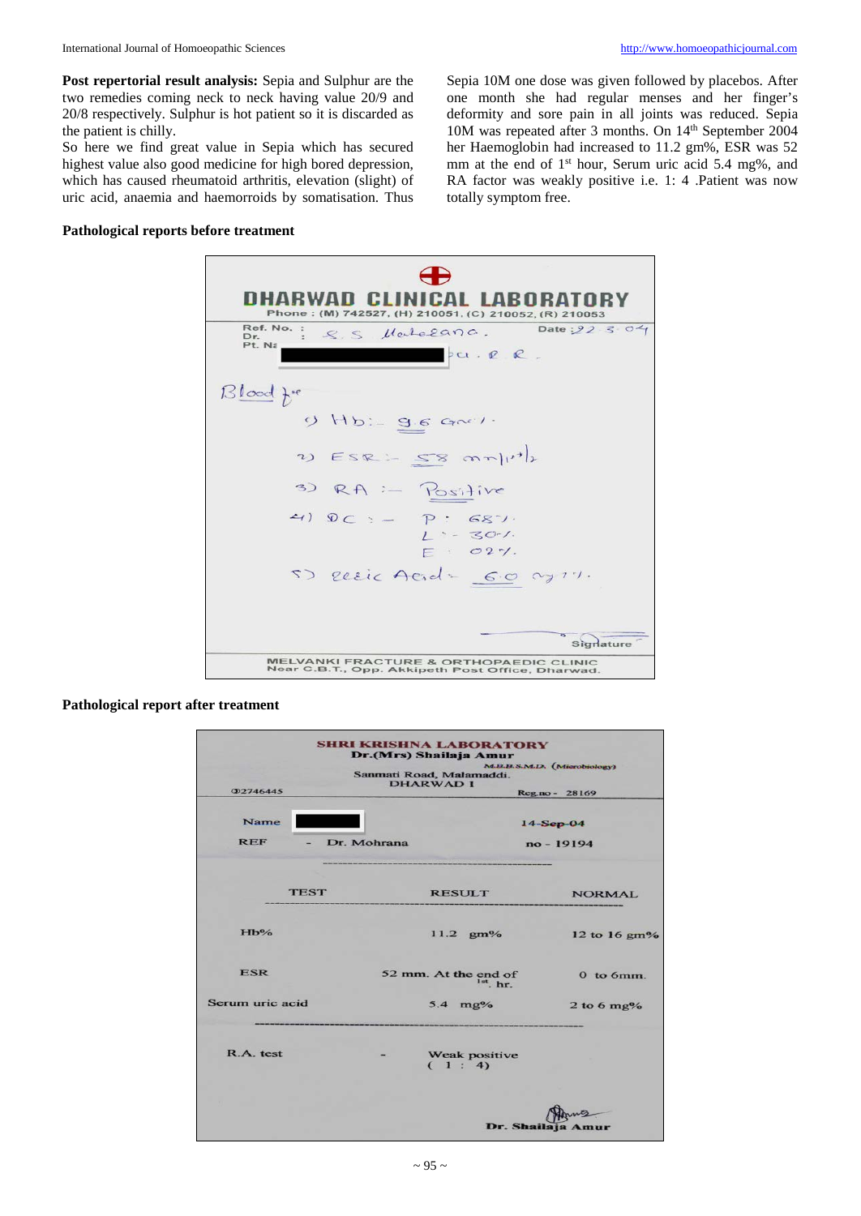**Post repertorial result analysis:** Sepia and Sulphur are the two remedies coming neck to neck having value 20/9 and 20/8 respectively. Sulphur is hot patient so it is discarded as the patient is chilly.

So here we find great value in Sepia which has secured highest value also good medicine for high bored depression, which has caused rheumatoid arthritis, elevation (slight) of uric acid, anaemia and haemorroids by somatisation. Thus Sepia 10M one dose was given followed by placebos. After one month she had regular menses and her finger's deformity and sore pain in all joints was reduced. Sepia 10M was repeated after 3 months. On 14th September 2004 her Haemoglobin had increased to 11.2 gm%, ESR was 52 mm at the end of 1st hour, Serum uric acid 5.4 mg%, and RA factor was weakly positive i.e. 1: 4 .Patient was now totally symptom free.

**Pathological reports before treatment**

DHARWAD CLINICAL LABORATORY

Phone : (M) 742527, (H) 210051, (C) 210052, (R) 210053

Ref. No. :
Dr. : S. S. Malalgana.
Pt. N: ██████ pa. R. R.
Date : 22-3-04

Blood for

1) Hb :- 9.6 Gm%.

2) ESR :- 58 mm/1st hr

3) RA :- Positive

4) DC :- P : 68%.
L :- 30%.
E : 02%.

5) Uric Acid :- 6.0 mg%.

Signature

MELVANKI FRACTURE & ORTHOPAEDIC CLINIC
Near C.B.T., Opp. Akkipeth Post Office, Dharwad.

**Pathological report after treatment**

SHRI KRISHNA LABORATORY
Dr.(Mrs) Shailaja Amur
M.B.B.S.M.D. (Microbiology)
Sanmati Road, Malamaddi.
DHARWAD I

☎2746445 Reg.no - 28169

Name ██████ 14-Sep-04
REF - Dr. Mohrana no - 19194

| TEST | RESULT | NORMAL |
|---|---|---|
| Hb% | 11.2 gm% | 12 to 16 gm% |
| ESR | 52 mm. At the end of 1st. hr. | 0 to 6mm. |
| Serum uric acid | 5.4 mg% | 2 to 6 mg% |
| R.A. test | Weak positive ( 1 : 4) | |

Dr. Shailaja Amur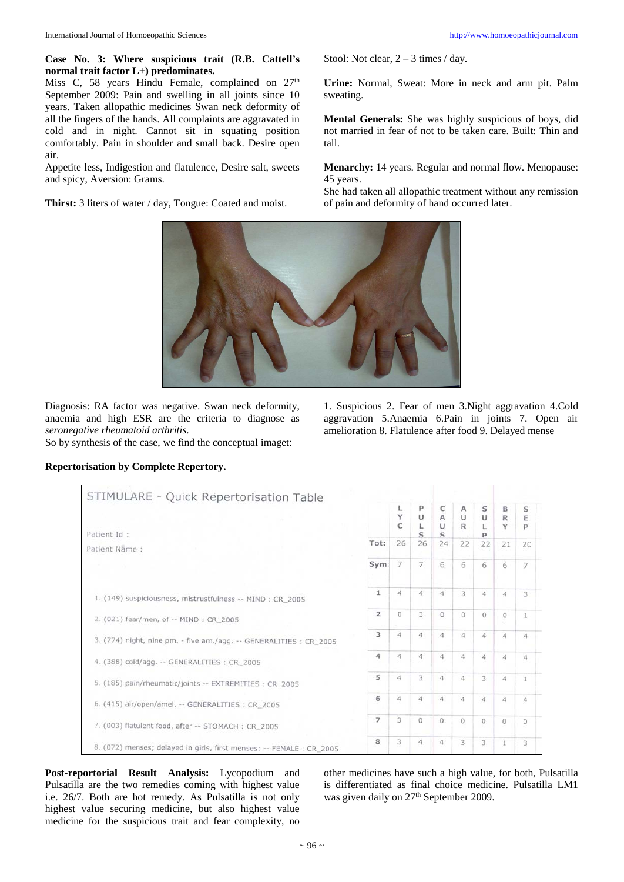**Case No. 3: Where suspicious trait (R.B. Cattell's normal trait factor L+) predominates.**

Miss C, 58 years Hindu Female, complained on 27th September 2009: Pain and swelling in all joints since 10 years. Taken allopathic medicines Swan neck deformity of all the fingers of the hands. All complaints are aggravated in cold and in night. Cannot sit in squating position comfortably. Pain in shoulder and small back. Desire open air.

Appetite less, Indigestion and flatulence, Desire salt, sweets and spicy, Aversion: Grams.

**Thirst:** 3 liters of water / day, Tongue: Coated and moist.

Stool: Not clear, 2 – 3 times / day.

**Urine:** Normal, Sweat: More in neck and arm pit. Palm sweating.

**Mental Generals:** She was highly suspicious of boys, did not married in fear of not to be taken care. Built: Thin and tall.

**Menarchy:** 14 years. Regular and normal flow. Menopause: 45 years.

She had taken all allopathic treatment without any remission of pain and deformity of hand occurred later.

Diagnosis: RA factor was negative. Swan neck deformity, anaemia and high ESR are the criteria to diagnose as *seronegative rheumatoid arthritis*.

So by synthesis of the case, we find the conceptual imaget:

1. Suspicious 2. Fear of men 3.Night aggravation 4.Cold aggravation 5.Anaemia 6.Pain in joints 7. Open air amelioration 8. Flatulence after food 9. Delayed mense

**Repertorisation by Complete Repertory.**

STIMULARE - Quick Repertorisation Table

Patient Id :
Patient Name :

| | | LYC | PULS | CAUS | AUR | SULP | BRY | SEP |
|---|---|---|---|---|---|---|---|---|
| | Tot: | 26 | 26 | 24 | 22 | 22 | 21 | 20 |
| | Sym: | 7 | 7 | 6 | 6 | 6 | 6 | 7 |
| 1. (149) suspiciousness, mistrustfulness -- MIND : CR_2005 | 1 | 4 | 4 | 4 | 3 | 4 | 4 | 3 |
| 2. (021) fear/men, of -- MIND : CR_2005 | 2 | 0 | 3 | 0 | 0 | 0 | 0 | 1 |
| 3. (774) night, nine pm. - five am./agg. -- GENERALITIES : CR_2005 | 3 | 4 | 4 | 4 | 4 | 4 | 4 | 4 |
| 4. (388) cold/agg. -- GENERALITIES : CR_2005 | 4 | 4 | 4 | 4 | 4 | 4 | 4 | 4 |
| 5. (185) pain/rheumatic/joints -- EXTREMITIES : CR_2005 | 5 | 4 | 3 | 4 | 4 | 3 | 4 | 1 |
| 6. (415) air/open/amel. -- GENERALITIES : CR_2005 | 6 | 4 | 4 | 4 | 4 | 4 | 4 | 4 |
| 7. (003) flatulent food, after -- STOMACH : CR_2005 | 7 | 3 | 0 | 0 | 0 | 0 | 0 | 0 |
| 8. (072) menses; delayed in girls, first menses: -- FEMALE : CR_2005 | 8 | 3 | 4 | 4 | 3 | 3 | 1 | 3 |

**Post-reportorial Result Analysis:** Lycopodium and Pulsatilla are the two remedies coming with highest value i.e. 26/7. Both are hot remedy. As Pulsatilla is not only highest value securing medicine, but also highest value medicine for the suspicious trait and fear complexity, no other medicines have such a high value, for both, Pulsatilla is differentiated as final choice medicine. Pulsatilla LM1 was given daily on 27th September 2009.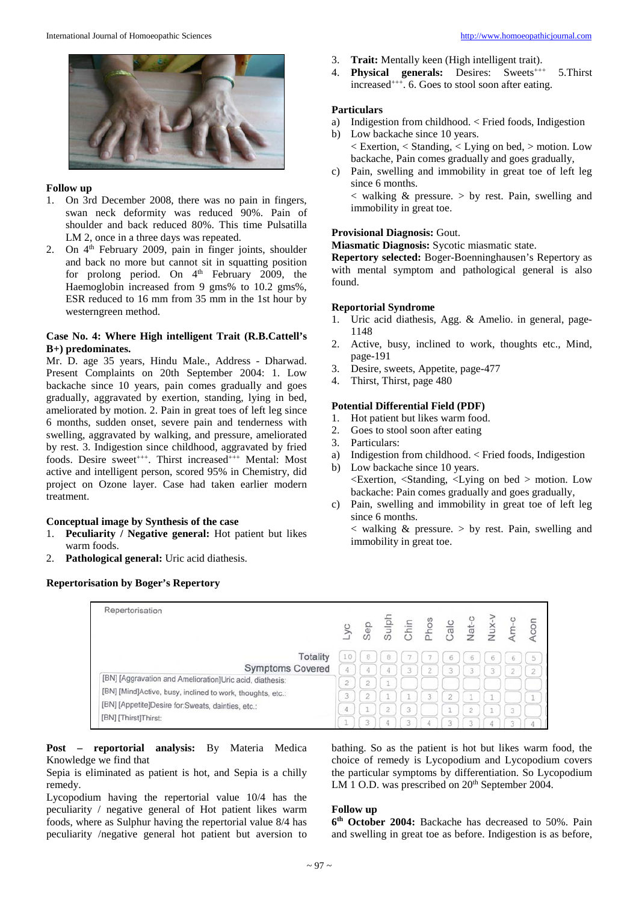## Follow up

1. On 3rd December 2008, there was no pain in fingers, swan neck deformity was reduced 90%. Pain of shoulder and back reduced 80%. This time Pulsatilla LM 2, once in a three days was repeated.
2. On 4th February 2009, pain in finger joints, shoulder and back no more but cannot sit in squatting position for prolong period. On 4th February 2009, the Haemoglobin increased from 9 gms% to 10.2 gms%, ESR reduced to 16 mm from 35 mm in the 1st hour by westerngreen method.

### Case No. 4: Where High intelligent Trait (R.B.Cattell's B+) predominates.

Mr. D. age 35 years, Hindu Male., Address - Dharwad. Present Complaints on 20th September 2004: 1. Low backache since 10 years, pain comes gradually and goes gradually, aggravated by exertion, standing, lying in bed, ameliorated by motion. 2. Pain in great toes of left leg since 6 months, sudden onset, severe pain and tenderness with swelling, aggravated by walking, and pressure, ameliorated by rest. 3. Indigestion since childhood, aggravated by fried foods. Desire sweet+++. Thirst increased+++ Mental: Most active and intelligent person, scored 95% in Chemistry, did project on Ozone layer. Case had taken earlier modern treatment.

### Conceptual image by Synthesis of the case

1. **Peculiarity / Negative general:** Hot patient but likes warm foods.
2. **Pathological general:** Uric acid diathesis.
3. **Trait:** Mentally keen (High intelligent trait).
4. **Physical generals:** Desires: Sweets+++ 5.Thirst increased+++. 6. Goes to stool soon after eating.

### Particulars

a) Indigestion from childhood. < Fried foods, Indigestion
b) Low backache since 10 years.
   < Exertion, < Standing, < Lying on bed, > motion. Low backache, Pain comes gradually and goes gradually,
c) Pain, swelling and immobility in great toe of left leg since 6 months.
   < walking & pressure. > by rest. Pain, swelling and immobility in great toe.

**Provisional Diagnosis:** Gout.
**Miasmatic Diagnosis:** Sycotic miasmatic state.
**Repertory selected:** Boger-Boenninghausen's Repertory as with mental symptom and pathological general is also found.

### Reportorial Syndrome

1. Uric acid diathesis, Agg. & Amelio. in general, page-1148
2. Active, busy, inclined to work, thoughts etc., Mind, page-191
3. Desire, sweets, Appetite, page-477
4. Thirst, Thirst, page 480

### Potential Differential Field (PDF)

1. Hot patient but likes warm food.
2. Goes to stool soon after eating
3. Particulars:

a) Indigestion from childhood. < Fried foods, Indigestion
b) Low backache since 10 years.
   <Exertion, <Standing, <Lying on bed > motion. Low backache: Pain comes gradually and goes gradually,
c) Pain, swelling and immobility in great toe of left leg since 6 months.
   < walking & pressure. > by rest. Pain, swelling and immobility in great toe.

### Repertorisation by Boger's Repertory

| Repertorisation | Lyc | Sep | Sulph | Chin | Phos | Calc | Nat-c | Nux-v | Am-c | Acon |
|---|---|---|---|---|---|---|---|---|---|---|
| Totality | 10 | 8 | 8 | 7 | 7 | 6 | 6 | 6 | 6 | 5 |
| Symptoms Covered | 4 | 4 | 4 | 3 | 2 | 3 | 3 | 3 | 2 | 2 |
| [BN] [Aggravation and Amelioration]Uric acid, diathesis: | 2 | 2 | 1 | | | | | | | |
| [BN] [Mind]Active, busy, inclined to work, thoughts, etc.: | 3 | 2 | 1 | 1 | 3 | 2 | 1 | 1 | | 1 |
| [BN] [Appetite]Desire for:Sweats, dainties, etc.: | 4 | 1 | 2 | 3 | | 1 | 2 | 1 | 3 | |
| [BN] [Thirst]Thirst: | 1 | 3 | 4 | 3 | 4 | 3 | 3 | 4 | 3 | 4 |

**Post – reportorial analysis:** By Materia Medica Knowledge we find that

Sepia is eliminated as patient is hot, and Sepia is a chilly remedy.

Lycopodium having the repertorial value 10/4 has the peculiarity / negative general of Hot patient likes warm foods, where as Sulphur having the repertorial value 8/4 has peculiarity /negative general hot patient but aversion to bathing. So as the patient is hot but likes warm food, the choice of remedy is Lycopodium and Lycopodium covers the particular symptoms by differentiation. So Lycopodium LM 1 O.D. was prescribed on 20th September 2004.

## Follow up

**6th October 2004:** Backache has decreased to 50%. Pain and swelling in great toe as before. Indigestion is as before,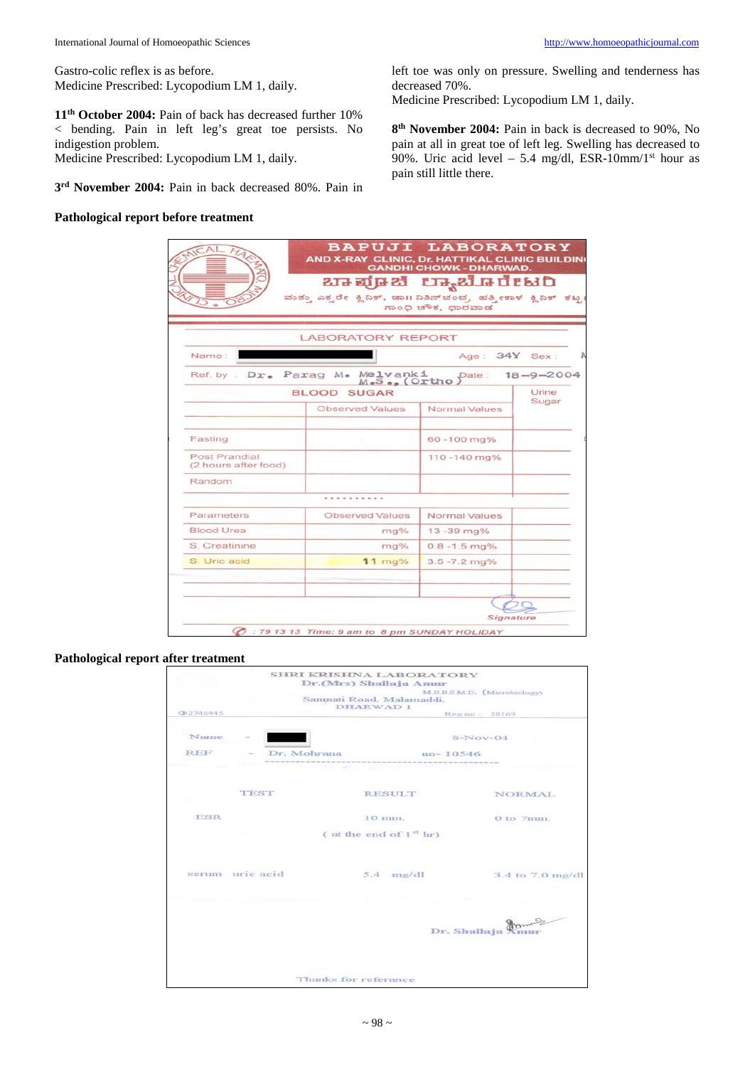Gastro-colic reflex is as before.
Medicine Prescribed: Lycopodium LM 1, daily.

**11th October 2004:** Pain of back has decreased further 10% < bending. Pain in left leg's great toe persists. No indigestion problem.
Medicine Prescribed: Lycopodium LM 1, daily.

**3rd November 2004:** Pain in back decreased 80%. Pain in left toe was only on pressure. Swelling and tenderness has decreased 70%.
Medicine Prescribed: Lycopodium LM 1, daily.

**8th November 2004:** Pain in back is decreased to 90%, No pain in great toe of left leg. Swelling has decreased to 90%. Uric acid level – 5.4 mg/dl, ESR-10mm/1st hour as pain still little there.

**Pathological report before treatment**

BAPUJI LABORATORY
AND X-RAY CLINIC, Dr. HATTIKAL CLINIC BUILDING
GANDHI CHOWK - DHARWAD.
ಬಾಪೂಜಿ ಲ್ಯಾಬೊರೇಟರಿ
ಮತ್ತು ಎಕ್ಸರೇ ಕ್ಲಿನಿಕ್, ಡಾ|| ನಿತಿನ್‌ಚಂದ್ರ, ಹತ್ತಿಕಾಳ ಕ್ಲಿನಿಕ್ ಕಟ್ಟಡ
ಗಾಂಧಿ ಚೌಕ, ಧಾರವಾಡ

LABORATORY REPORT

Name : ███████ Age : 34Y Sex :

Ref. by : Dr. Parag M. Melvanki M.S. (Ortho) Date : 18–9–2004

| BLOOD SUGAR | Observed Values | Normal Values | Urine Sugar |
|---|---|---|---|
| Fasting | | 60 - 100 mg% | |
| Post Prandial (2 hours after food) | | 110 - 140 mg% | |
| Random | | | |

| Parameters | Observed Values | Normal Values |
|---|---|---|
| Blood Urea | mg% | 13 - 39 mg% |
| S. Creatinine | mg% | 0.8 - 1.5 mg% |
| S. Uric acid | 11 mg% | 3.5 - 7.2 mg% |

Signature

: 79 13 13 Time: 9 am to 8 pm SUNDAY HOLIDAY

**Pathological report after treatment**

SHRI KRISHNA LABORATORY
Dr.(Mrs) Shailaja Amur
M.B.B.S.M.D. (Microbiology)
Sanmati Road, Malamaddi.
DHARWAD 1
2746445 Reg no - 28169

Name - ███ 8-Nov-04
REF - Dr. Mohrana no- 10546

| TEST | RESULT | NORMAL |
|---|---|---|
| ESR | 10 mm. ( at the end of 1st hr) | 0 to 7mm. |
| serum uric acid | 5.4 mg/dl | 3.4 to 7.0 mg/dl |

Dr. Shailaja Amur

Thanks for referance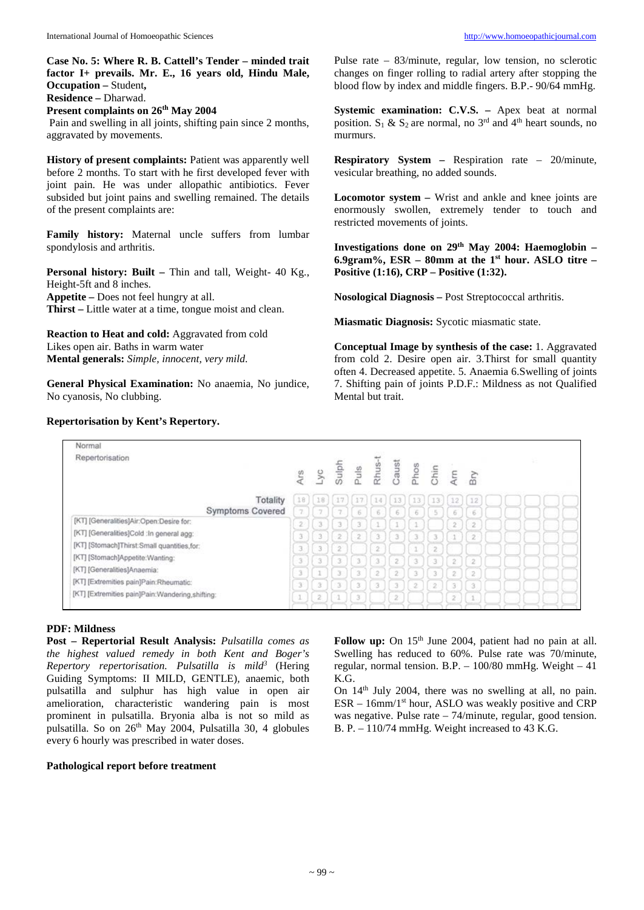**Case No. 5: Where R. B. Cattell's Tender – minded trait factor I+ prevails. Mr. E., 16 years old, Hindu Male, Occupation –** Student**,**
**Residence –** Dharwad.
**Present complaints on 26th May 2004**
Pain and swelling in all joints, shifting pain since 2 months, aggravated by movements.

**History of present complaints:** Patient was apparently well before 2 months. To start with he first developed fever with joint pain. He was under allopathic antibiotics. Fever subsided but joint pains and swelling remained. The details of the present complaints are:

**Family history:** Maternal uncle suffers from lumbar spondylosis and arthritis.

**Personal history: Built –** Thin and tall, Weight- 40 Kg., Height-5ft and 8 inches.
**Appetite –** Does not feel hungry at all.
**Thirst –** Little water at a time, tongue moist and clean.

**Reaction to Heat and cold:** Aggravated from cold
Likes open air. Baths in warm water
**Mental generals:** *Simple, innocent, very mild.*

**General Physical Examination:** No anaemia, No jundice, No cyanosis, No clubbing.

Pulse rate – 83/minute, regular, low tension, no sclerotic changes on finger rolling to radial artery after stopping the blood flow by index and middle fingers. B.P.- 90/64 mmHg.

**Systemic examination: C.V.S. –** Apex beat at normal position. $S_1$ & $S_2$ are normal, no 3rd and 4th heart sounds, no murmurs.

**Respiratory System –** Respiration rate – 20/minute, vesicular breathing, no added sounds.

**Locomotor system –** Wrist and ankle and knee joints are enormously swollen, extremely tender to touch and restricted movements of joints.

**Investigations done on 29th May 2004: Haemoglobin – 6.9gram%, ESR – 80mm at the 1st hour. ASLO titre – Positive (1:16), CRP – Positive (1:32).**

**Nosological Diagnosis –** Post Streptococcal arthritis.

**Miasmatic Diagnosis:** Sycotic miasmatic state.

**Conceptual Image by synthesis of the case:** 1. Aggravated from cold 2. Desire open air. 3.Thirst for small quantity often 4. Decreased appetite. 5. Anaemia 6.Swelling of joints 7. Shifting pain of joints P.D.F.: Mildness as not Qualified Mental but trait.

**Repertorisation by Kent's Repertory.**

Normal Repertorisation

| | Ars | Lyc | Sulph | Puls | Rhus-t | Caust | Phos | Chin | Arn | Bry |
|---|---|---|---|---|---|---|---|---|---|---|
| Totality | 18 | 18 | 17 | 17 | 14 | 13 | 13 | 13 | 12 | 12 |
| Symptoms Covered | 7 | 7 | 7 | 6 | 6 | 6 | 6 | 5 | 6 | 6 |
| [KT] [Generalities]Air:Open:Desire for: | 2 | 3 | 3 | 3 | 1 | 1 | 1 | | 2 | 2 |
| [KT] [Generalities]Cold :In general agg: | 3 | 3 | 2 | 2 | 3 | 3 | 3 | 3 | 1 | 2 |
| [KT] [Stomach]Thirst:Small quantities,for: | 3 | 3 | 2 | | 2 | | 1 | 2 | | |
| [KT] [Stomach]Appetite:Wanting: | 3 | 3 | 3 | 3 | 3 | 2 | 3 | 3 | 2 | 2 |
| [KT] [Generalities]Anaemia: | 3 | 1 | 3 | 3 | 2 | 2 | 3 | 3 | 2 | 2 |
| [KT] [Extremities pain]Pain:Rheumatic: | 3 | 3 | 3 | 3 | 3 | 3 | 2 | 2 | 3 | 3 |
| [KT] [Extremities pain]Pain:Wandering,shifting: | 1 | 2 | 1 | 3 | | 2 | | | 2 | 1 |

**PDF: Mildness**
**Post – Repertorial Result Analysis:** *Pulsatilla comes as the highest valued remedy in both Kent and Boger's Repertory repertorisation. Pulsatilla is mild*[3] (Hering Guiding Symptoms: II MILD, GENTLE), anaemic, both pulsatilla and sulphur has high value in open air amelioration, characteristic wandering pain is most prominent in pulsatilla. Bryonia alba is not so mild as pulsatilla. So on 26th May 2004, Pulsatilla 30, 4 globules every 6 hourly was prescribed in water doses.

**Pathological report before treatment**

**Follow up:** On 15th June 2004, patient had no pain at all. Swelling has reduced to 60%. Pulse rate was 70/minute, regular, normal tension. B.P. – 100/80 mmHg. Weight – 41 K.G.
On 14th July 2004, there was no swelling at all, no pain. ESR – 16mm/1st hour, ASLO was weakly positive and CRP was negative. Pulse rate – 74/minute, regular, good tension. B. P. – 110/74 mmHg. Weight increased to 43 K.G.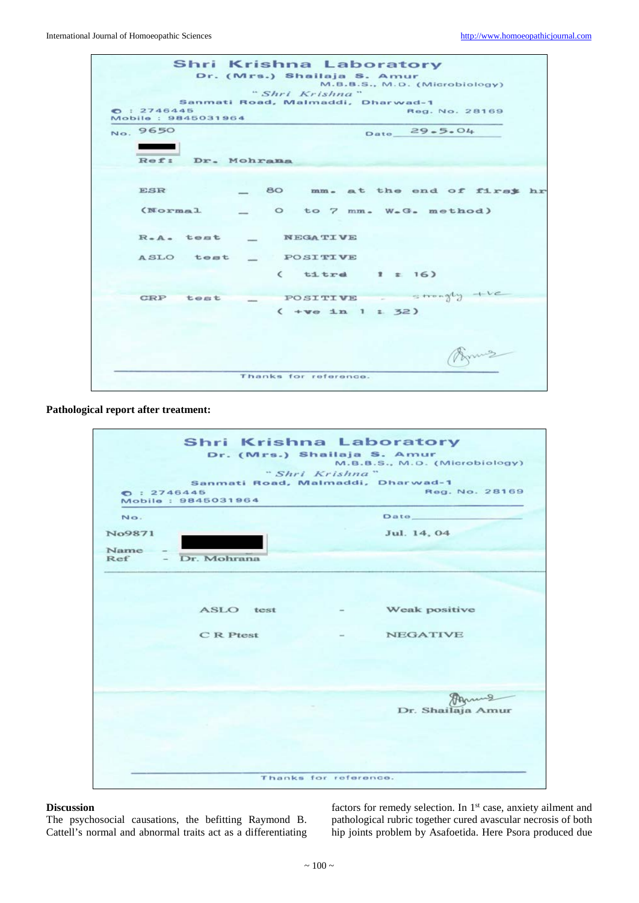**Shri Krishna Laboratory**
Dr. (Mrs.) Shailaja S. Amur
M.B.B.S., M.D. (Microbiology)
"Shri Krishna"
Sanmati Road, Malmaddi, Dharwad-1
☎ : 2746445
Mobile : 9845031964
Reg. No. 28169

No. 9650 Date 29.5.04

Ref: Dr. Mohrana

ESR — 80 mm. at the end of first hr
(Normal — 0 to 7 mm. W.G. method)

R.A. test — NEGATIVE

ASLO test — POSITIVE
( titre 1 : 16)

CRP test — POSITIVE - strongly +ve
( +ve in 1 : 32)

Thanks for reference.

**Pathological report after treatment:**

**Shri Krishna Laboratory**
Dr. (Mrs.) Shailaja S. Amur
M.B.B.S., M.D. (Microbiology)
"Shri Krishna"
Sanmati Road, Malmaddi, Dharwad-1
☎ : 2746445
Mobile : 9845031964
Reg. No. 28169

No. Date

No9871 Jul. 14, 04

Name -
Ref - Dr. Mohrana

ASLO test - Weak positive

C R Ptest - NEGATIVE

Dr. Shailaja Amur

Thanks for reference.

## Discussion

The psychosocial causations, the befitting Raymond B. Cattell's normal and abnormal traits act as a differentiating factors for remedy selection. In 1st case, anxiety ailment and pathological rubric together cured avascular necrosis of both hip joints problem by Asafoetida. Here Psora produced due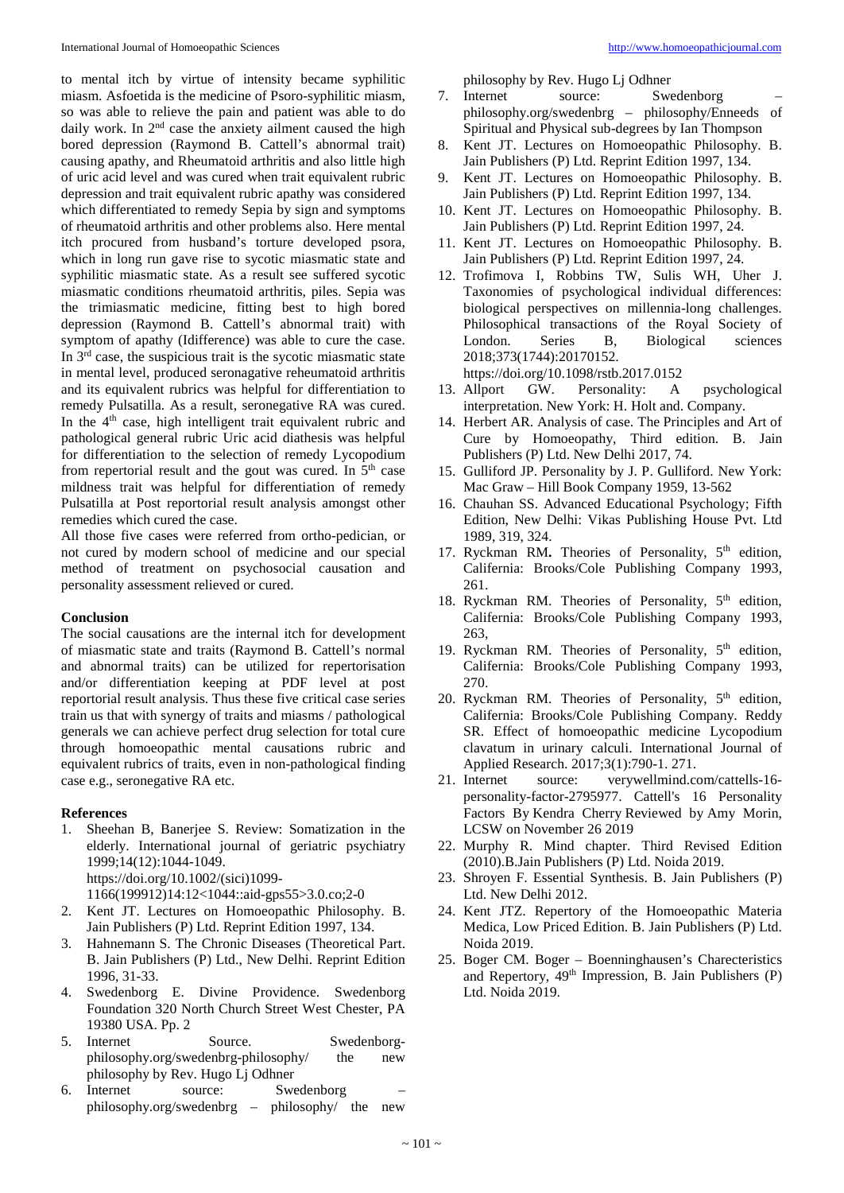to mental itch by virtue of intensity became syphilitic miasm. Asfoetida is the medicine of Psoro-syphilitic miasm, so was able to relieve the pain and patient was able to do daily work. In 2nd case the anxiety ailment caused the high bored depression (Raymond B. Cattell's abnormal trait) causing apathy, and Rheumatoid arthritis and also little high of uric acid level and was cured when trait equivalent rubric depression and trait equivalent rubric apathy was considered which differentiated to remedy Sepia by sign and symptoms of rheumatoid arthritis and other problems also. Here mental itch procured from husband's torture developed psora, which in long run gave rise to sycotic miasmatic state and syphilitic miasmatic state. As a result see suffered sycotic miasmatic conditions rheumatoid arthritis, piles. Sepia was the trimiasmatic medicine, fitting best to high bored depression (Raymond B. Cattell's abnormal trait) with symptom of apathy (Idifference) was able to cure the case. In 3rd case, the suspicious trait is the sycotic miasmatic state in mental level, produced seronagative reheumatoid arthritis and its equivalent rubrics was helpful for differentiation to remedy Pulsatilla. As a result, seronegative RA was cured. In the 4th case, high intelligent trait equivalent rubric and pathological general rubric Uric acid diathesis was helpful for differentiation to the selection of remedy Lycopodium from repertorial result and the gout was cured. In 5th case mildness trait was helpful for differentiation of remedy Pulsatilla at Post reportorial result analysis amongst other remedies which cured the case.

All those five cases were referred from ortho-pedician, or not cured by modern school of medicine and our special method of treatment on psychosocial causation and personality assessment relieved or cured.

## Conclusion

The social causations are the internal itch for development of miasmatic state and traits (Raymond B. Cattell's normal and abnormal traits) can be utilized for repertorisation and/or differentiation keeping at PDF level at post reportorial result analysis. Thus these five critical case series train us that with synergy of traits and miasms / pathological generals we can achieve perfect drug selection for total cure through homoeopathic mental causations rubric and equivalent rubrics of traits, even in non-pathological finding case e.g., seronegative RA etc.

## References

1. Sheehan B, Banerjee S. Review: Somatization in the elderly. International journal of geriatric psychiatry 1999;14(12):1044-1049. https://doi.org/10.1002/(sici)1099-1166(199912)14:12<1044::aid-gps55>3.0.co;2-0
2. Kent JT. Lectures on Homoeopathic Philosophy. B. Jain Publishers (P) Ltd. Reprint Edition 1997, 134.
3. Hahnemann S. The Chronic Diseases (Theoretical Part. B. Jain Publishers (P) Ltd., New Delhi. Reprint Edition 1996, 31-33.
4. Swedenborg E. Divine Providence. Swedenborg Foundation 320 North Church Street West Chester, PA 19380 USA. Pp. 2
5. Internet Source. Swedenborg-philosophy.org/swedenbrg-philosophy/ the new philosophy by Rev. Hugo Lj Odhner
6. Internet source: Swedenborg – philosophy.org/swedenbrg – philosophy/ the new philosophy by Rev. Hugo Lj Odhner
7. Internet source: Swedenborg – philosophy.org/swedenbrg – philosophy/Enneeds of Spiritual and Physical sub-degrees by Ian Thompson
8. Kent JT. Lectures on Homoeopathic Philosophy. B. Jain Publishers (P) Ltd. Reprint Edition 1997, 134.
9. Kent JT. Lectures on Homoeopathic Philosophy. B. Jain Publishers (P) Ltd. Reprint Edition 1997, 134.
10. Kent JT. Lectures on Homoeopathic Philosophy. B. Jain Publishers (P) Ltd. Reprint Edition 1997, 24.
11. Kent JT. Lectures on Homoeopathic Philosophy. B. Jain Publishers (P) Ltd. Reprint Edition 1997, 24.
12. Trofimova I, Robbins TW, Sulis WH, Uher J. Taxonomies of psychological individual differences: biological perspectives on millennia-long challenges. Philosophical transactions of the Royal Society of London. Series B, Biological sciences 2018;373(1744):20170152. https://doi.org/10.1098/rstb.2017.0152
13. Allport GW. Personality: A psychological interpretation. New York: H. Holt and. Company.
14. Herbert AR. Analysis of case. The Principles and Art of Cure by Homoeopathy, Third edition. B. Jain Publishers (P) Ltd. New Delhi 2017, 74.
15. Gulliford JP. Personality by J. P. Gulliford. New York: Mac Graw – Hill Book Company 1959, 13-562
16. Chauhan SS. Advanced Educational Psychology; Fifth Edition, New Delhi: Vikas Publishing House Pvt. Ltd 1989, 319, 324.
17. Ryckman RM**.** Theories of Personality, 5th edition, Califernia: Brooks/Cole Publishing Company 1993, 261.
18. Ryckman RM. Theories of Personality, 5th edition, Califernia: Brooks/Cole Publishing Company 1993, 263,
19. Ryckman RM. Theories of Personality, 5th edition, Califernia: Brooks/Cole Publishing Company 1993, 270.
20. Ryckman RM. Theories of Personality, 5th edition, Califernia: Brooks/Cole Publishing Company. Reddy SR. Effect of homoeopathic medicine Lycopodium clavatum in urinary calculi. International Journal of Applied Research. 2017;3(1):790-1. 271.
21. Internet source: verywellmind.com/cattells-16-personality-factor-2795977. Cattell's 16 Personality Factors By Kendra Cherry Reviewed by Amy Morin, LCSW on November 26 2019
22. Murphy R. Mind chapter. Third Revised Edition (2010).B.Jain Publishers (P) Ltd. Noida 2019.
23. Shroyen F. Essential Synthesis. B. Jain Publishers (P) Ltd. New Delhi 2012.
24. Kent JTZ. Repertory of the Homoeopathic Materia Medica, Low Priced Edition. B. Jain Publishers (P) Ltd. Noida 2019.
25. Boger CM. Boger – Boenninghausen's Charecteristics and Repertory, 49th Impression, B. Jain Publishers (P) Ltd. Noida 2019.